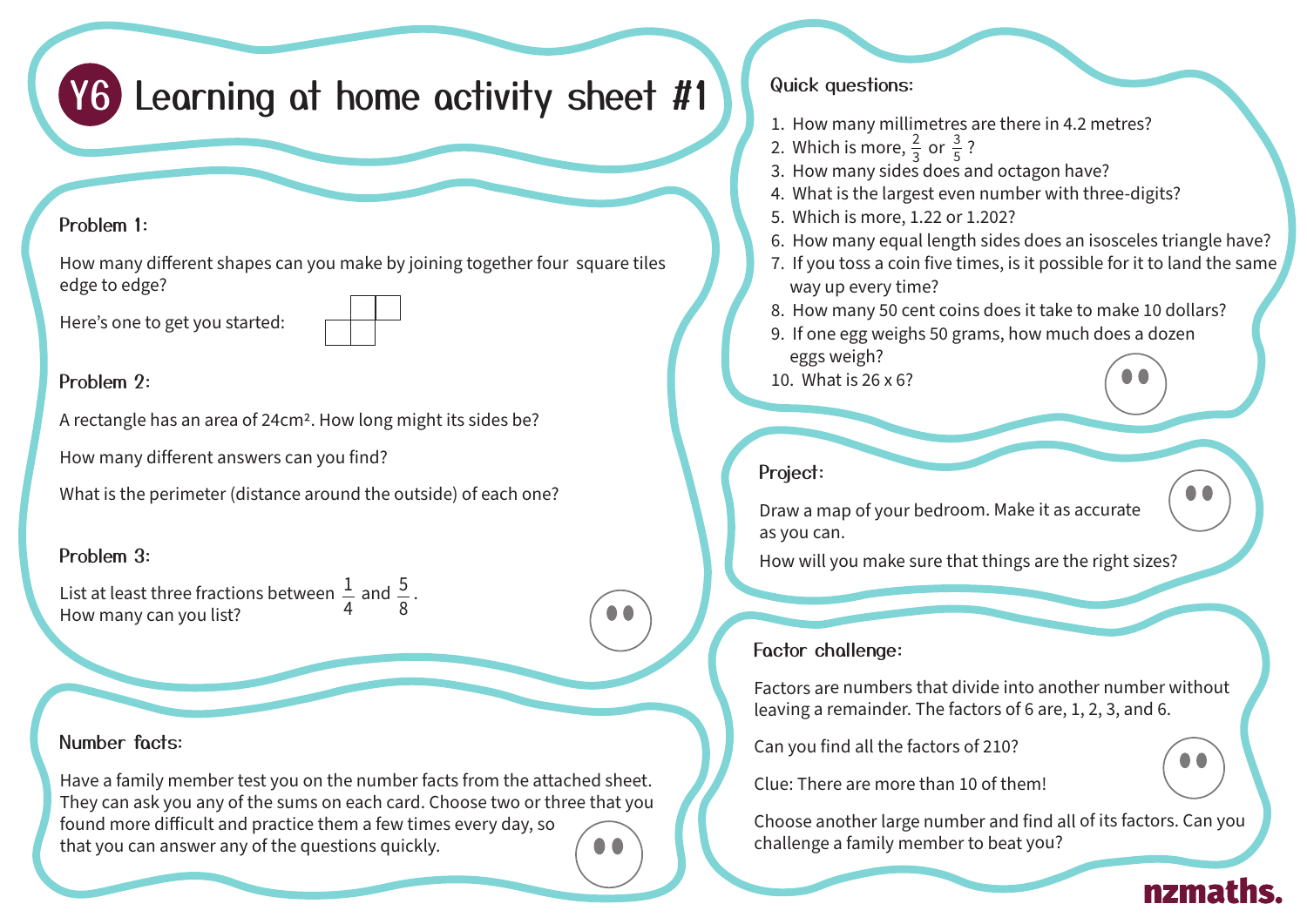# Y6 Learning at home activity sheet #1

### Problem 1:

How many different shapes can you make by joining together four square tiles edge to edge?

Here's one to get you started:

### Problem 2:

A rectangle has an area of 24cm². How long might its sides be?

How many different answers can you find?

What is the perimeter (distance around the outside) of each one?

### Problem 3:

List at least three fractions between $\frac{1}{4}$ and $\frac{5}{8}$.
How many can you list?

### Number facts:

Have a family member test you on the number facts from the attached sheet. They can ask you any of the sums on each card. Choose two or three that you found more difficult and practice them a few times every day, so that you can answer any of the questions quickly.

### Quick questions:

1. How many millimetres are there in 4.2 metres?
2. Which is more, $\frac{2}{3}$ or $\frac{3}{5}$?
3. How many sides does and octagon have?
4. What is the largest even number with three-digits?
5. Which is more, 1.22 or 1.202?
6. How many equal length sides does an isosceles triangle have?
7. If you toss a coin five times, is it possible for it to land the same way up every time?
8. How many 50 cent coins does it take to make 10 dollars?
9. If one egg weighs 50 grams, how much does a dozen eggs weigh?
10. What is 26 x 6?

### Project:

Draw a map of your bedroom. Make it as accurate as you can.

How will you make sure that things are the right sizes?

### Factor challenge:

Factors are numbers that divide into another number without leaving a remainder. The factors of 6 are, 1, 2, 3, and 6.

Can you find all the factors of 210?

Clue: There are more than 10 of them!

Choose another large number and find all of its factors. Can you challenge a family member to beat you?

nzmaths.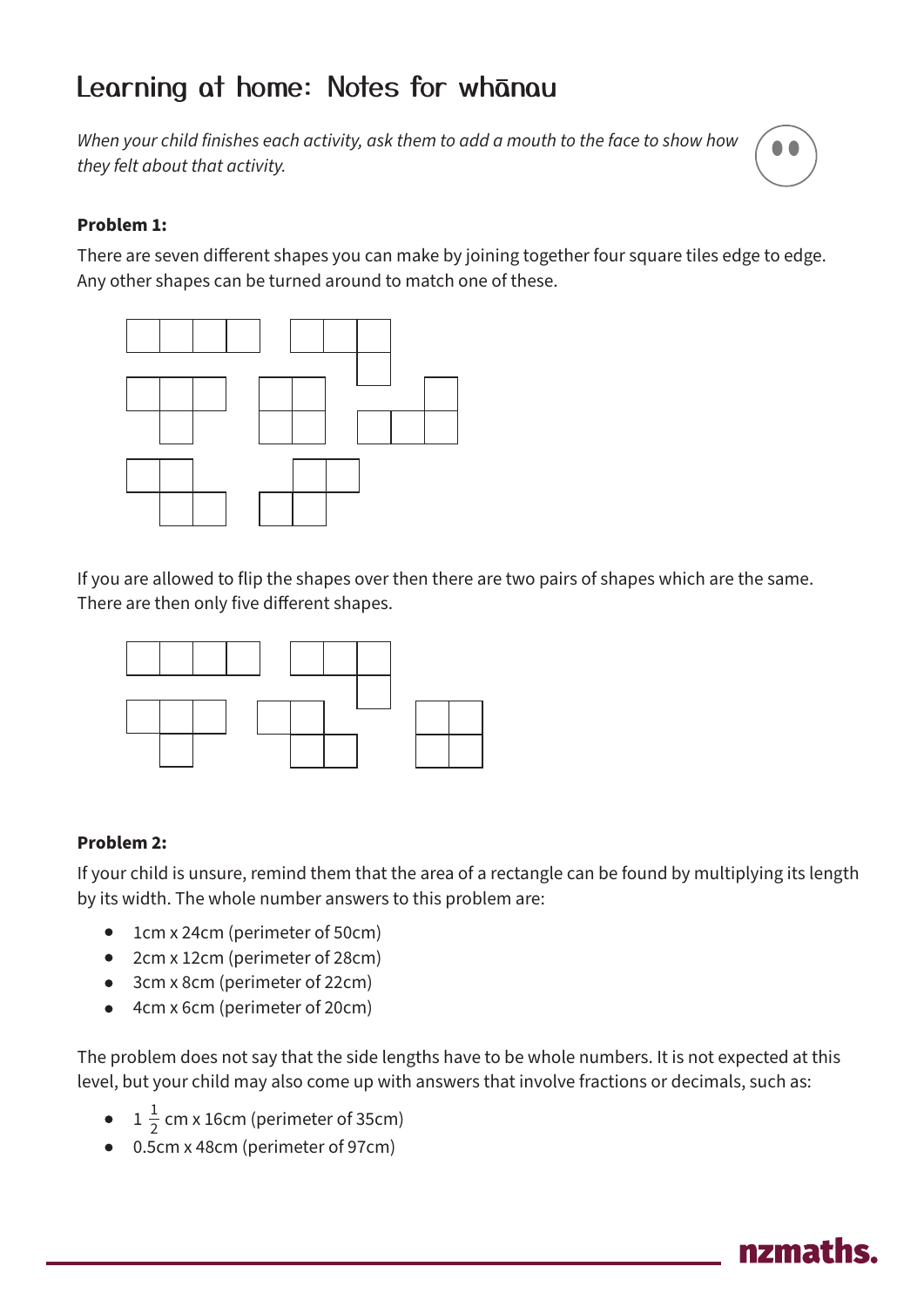# Learning at home: Notes for whānau

*When your child finishes each activity, ask them to add a mouth to the face to show how they felt about that activity.*

**Problem 1:**

There are seven different shapes you can make by joining together four square tiles edge to edge. Any other shapes can be turned around to match one of these.

If you are allowed to flip the shapes over then there are two pairs of shapes which are the same. There are then only five different shapes.

**Problem 2:**

If your child is unsure, remind them that the area of a rectangle can be found by multiplying its length by its width. The whole number answers to this problem are:

- 1cm x 24cm (perimeter of 50cm)
- 2cm x 12cm (perimeter of 28cm)
- 3cm x 8cm (perimeter of 22cm)
- 4cm x 6cm (perimeter of 20cm)

The problem does not say that the side lengths have to be whole numbers. It is not expected at this level, but your child may also come up with answers that involve fractions or decimals, such as:

- $1\frac{1}{2}$ cm x 16cm (perimeter of 35cm)
- 0.5cm x 48cm (perimeter of 97cm)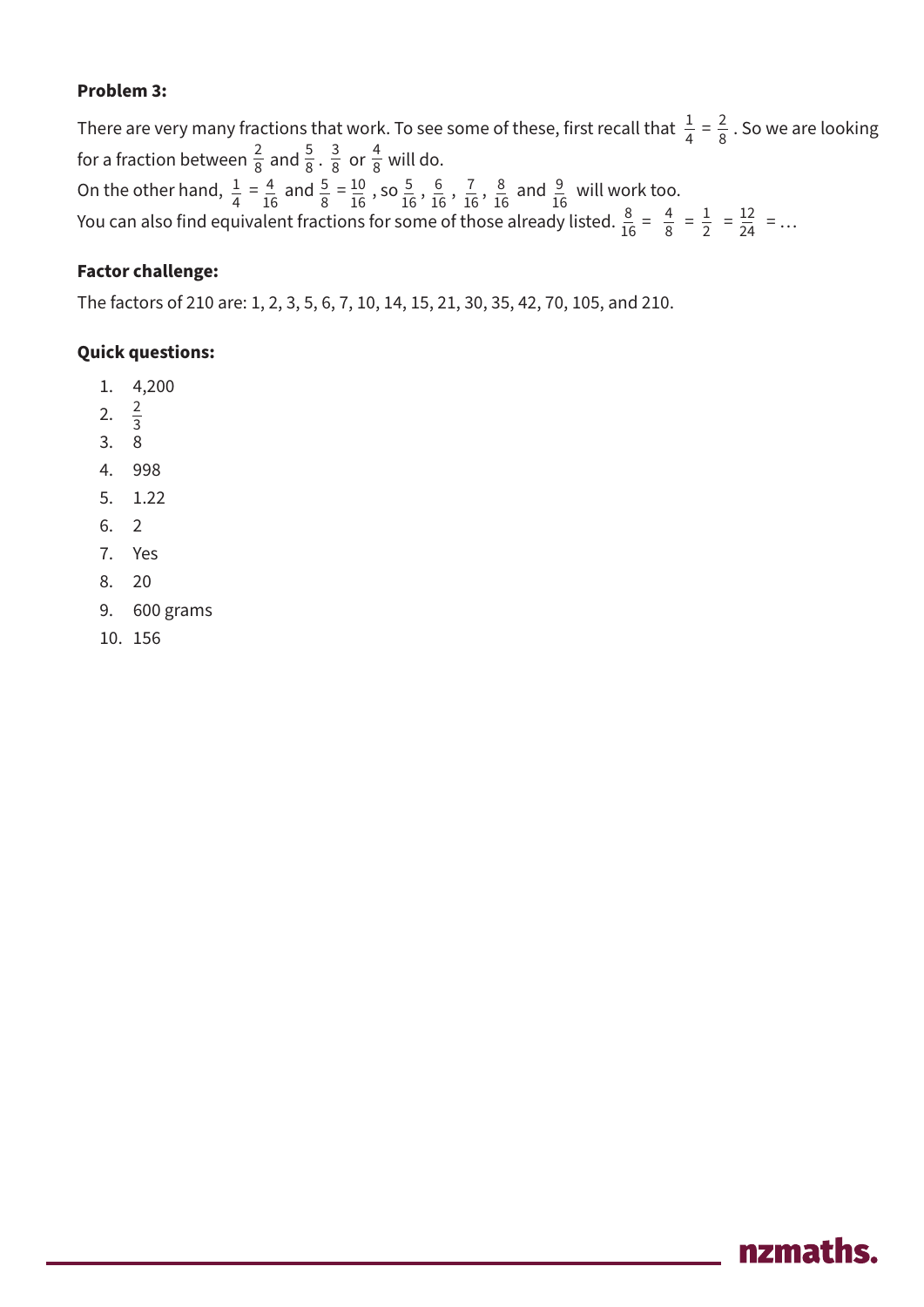**Problem 3:**

There are very many fractions that work. To see some of these, first recall that $\frac{1}{4} = \frac{2}{8}$. So we are looking for a fraction between $\frac{2}{8}$ and $\frac{5}{8}$. $\frac{3}{8}$ or $\frac{4}{8}$ will do.

On the other hand, $\frac{1}{4} = \frac{4}{16}$ and $\frac{5}{8} = \frac{10}{16}$, so $\frac{5}{16}$, $\frac{6}{16}$, $\frac{7}{16}$, $\frac{8}{16}$ and $\frac{9}{16}$ will work too.

You can also find equivalent fractions for some of those already listed. $\frac{8}{16} = \frac{4}{8} = \frac{1}{2} = \frac{12}{24} = \ldots$

**Factor challenge:**

The factors of 210 are: 1, 2, 3, 5, 6, 7, 10, 14, 15, 21, 30, 35, 42, 70, 105, and 210.

**Quick questions:**

1. 4,200
2. $\frac{2}{3}$
3. 8
4. 998
5. 1.22
6. 2
7. Yes
8. 20
9. 600 grams
10. 156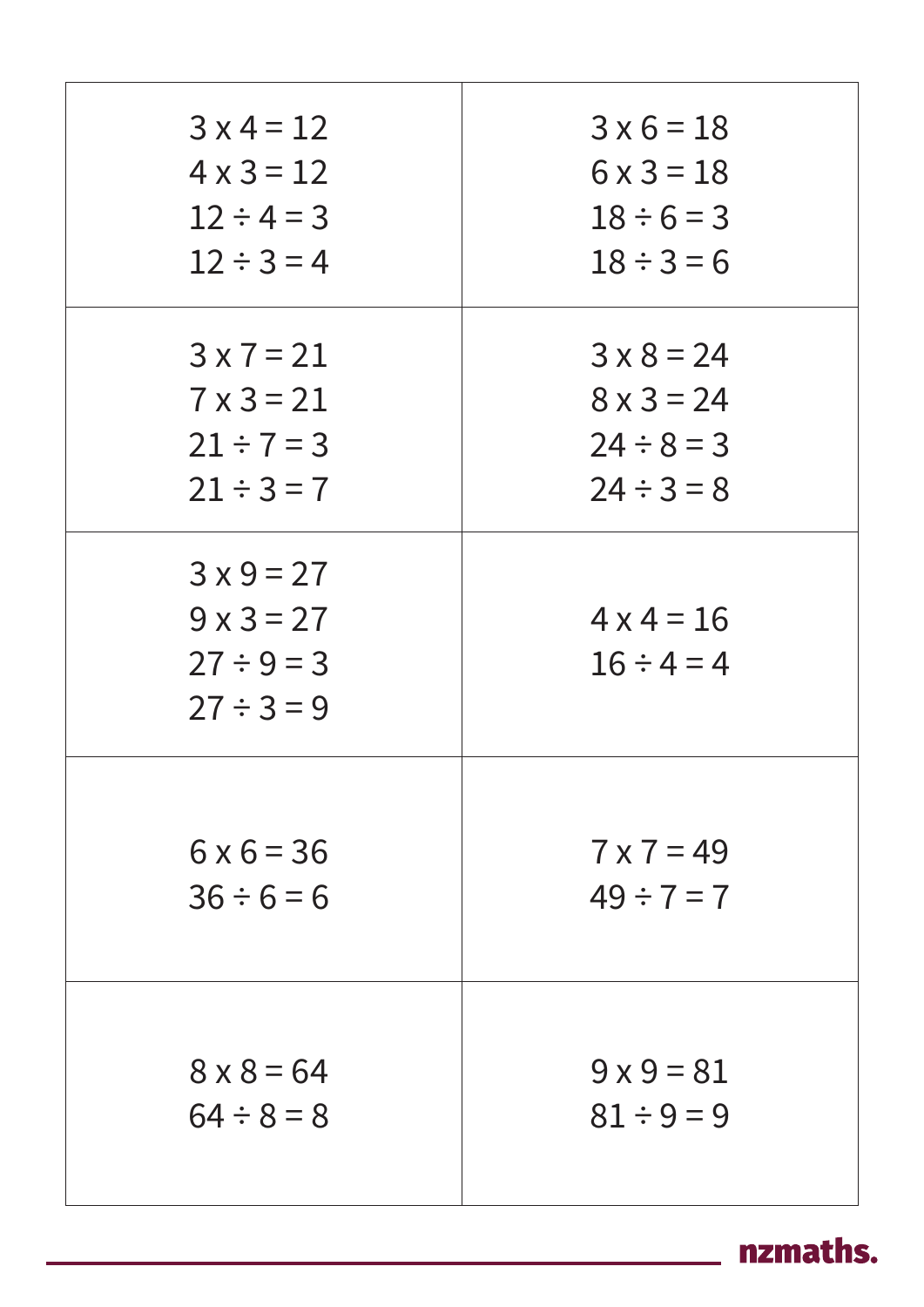| | |
|---|---|
| $3 \times 4 = 12$<br>$4 \times 3 = 12$<br>$12 \div 4 = 3$<br>$12 \div 3 = 4$ | $3 \times 6 = 18$<br>$6 \times 3 = 18$<br>$18 \div 6 = 3$<br>$18 \div 3 = 6$ |
| $3 \times 7 = 21$<br>$7 \times 3 = 21$<br>$21 \div 7 = 3$<br>$21 \div 3 = 7$ | $3 \times 8 = 24$<br>$8 \times 3 = 24$<br>$24 \div 8 = 3$<br>$24 \div 3 = 8$ |
| $3 \times 9 = 27$<br>$9 \times 3 = 27$<br>$27 \div 9 = 3$<br>$27 \div 3 = 9$ | $4 \times 4 = 16$<br>$16 \div 4 = 4$ |
| $6 \times 6 = 36$<br>$36 \div 6 = 6$ | $7 \times 7 = 49$<br>$49 \div 7 = 7$ |
| $8 \times 8 = 64$<br>$64 \div 8 = 8$ | $9 \times 9 = 81$<br>$81 \div 9 = 9$ |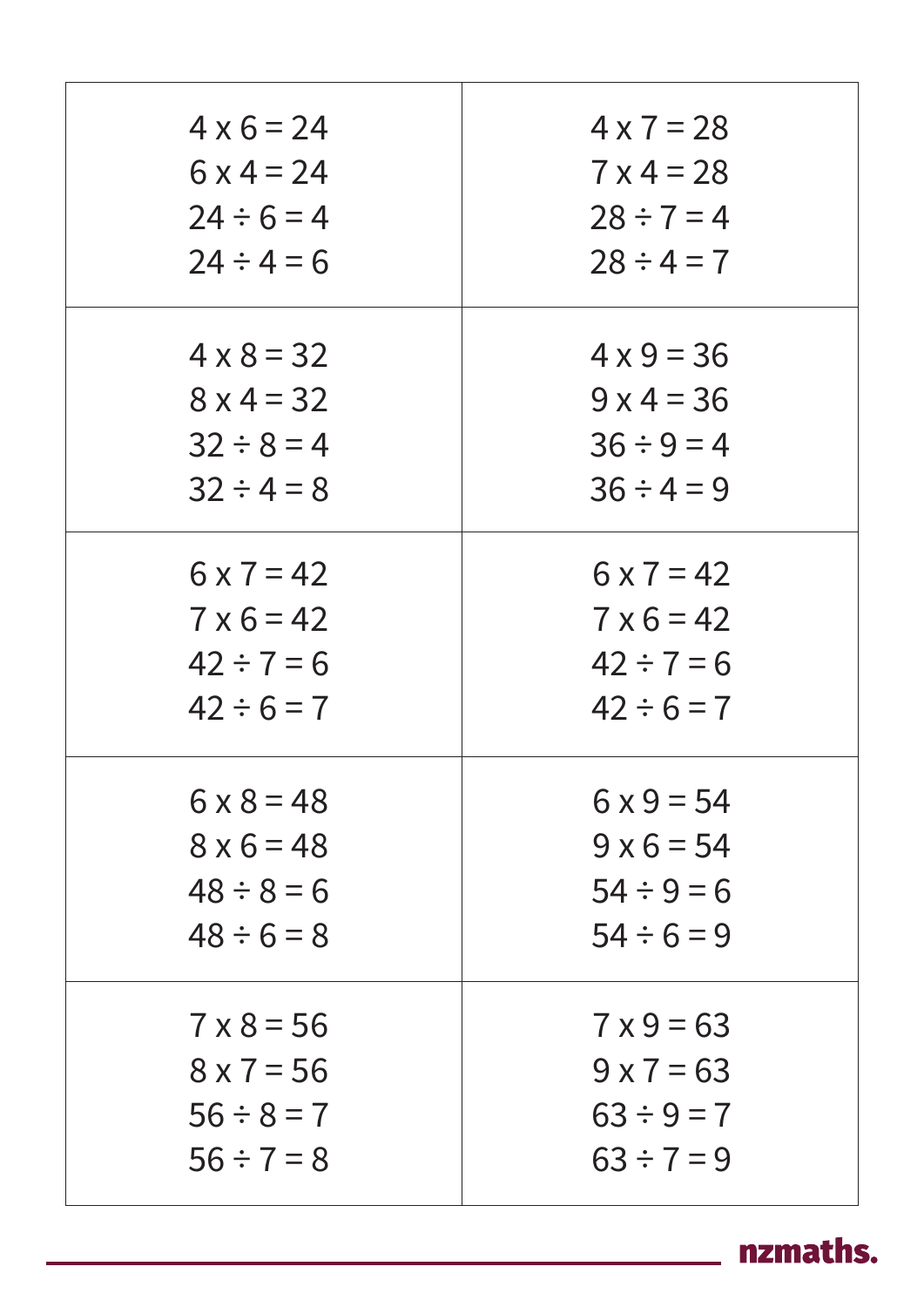| | |
|---|---|
| $4 \times 6 = 24$<br>$6 \times 4 = 24$<br>$24 \div 6 = 4$<br>$24 \div 4 = 6$ | $4 \times 7 = 28$<br>$7 \times 4 = 28$<br>$28 \div 7 = 4$<br>$28 \div 4 = 7$ |
| $4 \times 8 = 32$<br>$8 \times 4 = 32$<br>$32 \div 8 = 4$<br>$32 \div 4 = 8$ | $4 \times 9 = 36$<br>$9 \times 4 = 36$<br>$36 \div 9 = 4$<br>$36 \div 4 = 9$ |
| $6 \times 7 = 42$<br>$7 \times 6 = 42$<br>$42 \div 7 = 6$<br>$42 \div 6 = 7$ | $6 \times 7 = 42$<br>$7 \times 6 = 42$<br>$42 \div 7 = 6$<br>$42 \div 6 = 7$ |
| $6 \times 8 = 48$<br>$8 \times 6 = 48$<br>$48 \div 8 = 6$<br>$48 \div 6 = 8$ | $6 \times 9 = 54$<br>$9 \times 6 = 54$<br>$54 \div 9 = 6$<br>$54 \div 6 = 9$ |
| $7 \times 8 = 56$<br>$8 \times 7 = 56$<br>$56 \div 8 = 7$<br>$56 \div 7 = 8$ | $7 \times 9 = 63$<br>$9 \times 7 = 63$<br>$63 \div 9 = 7$<br>$63 \div 7 = 9$ |